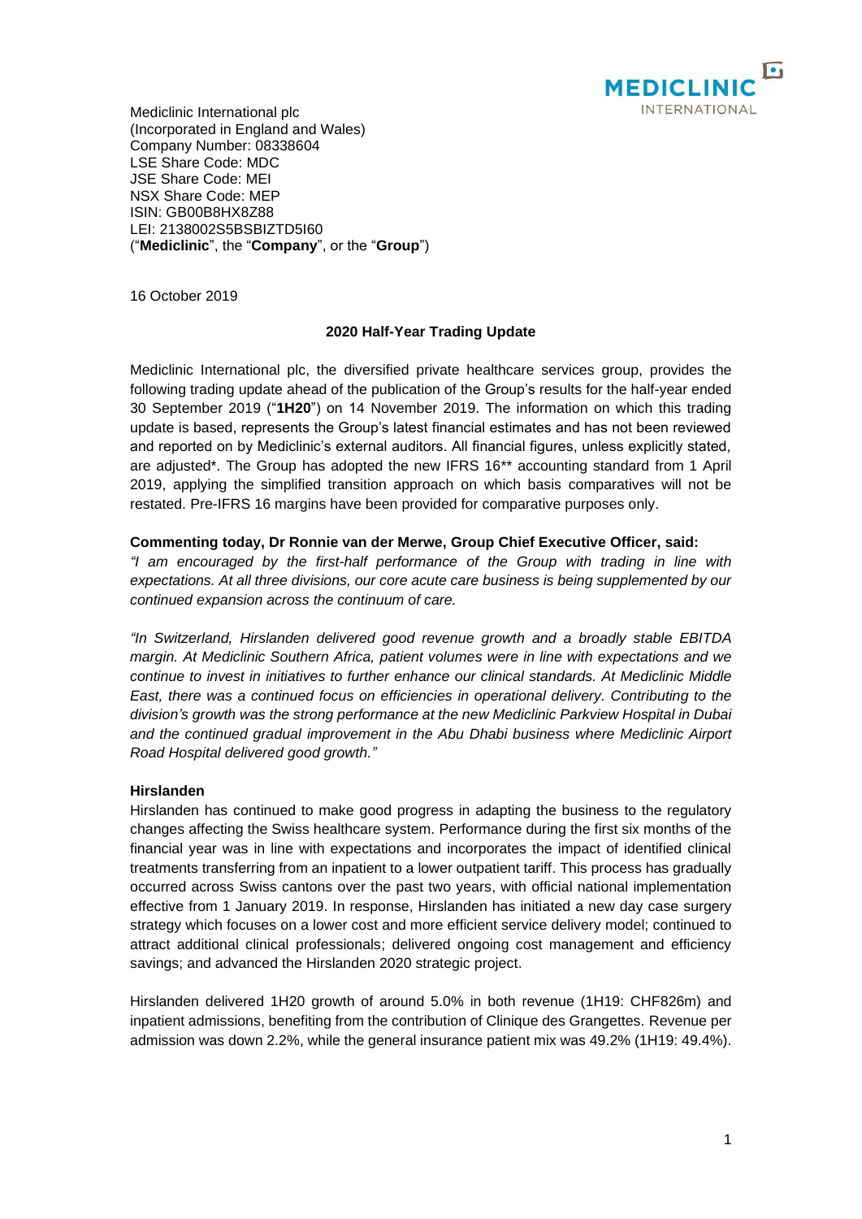Mediclinic International plc
(Incorporated in England and Wales)
Company Number: 08338604
LSE Share Code: MDC
JSE Share Code: MEI
NSX Share Code: MEP
ISIN: GB00B8HX8Z88
LEI: 2138002S5BSBIZTD5I60
("**Mediclinic**", the "**Company**", or the "**Group**")

16 October 2019

## 2020 Half-Year Trading Update

Mediclinic International plc, the diversified private healthcare services group, provides the following trading update ahead of the publication of the Group's results for the half-year ended 30 September 2019 ("**1H20**") on 14 November 2019. The information on which this trading update is based, represents the Group's latest financial estimates and has not been reviewed and reported on by Mediclinic's external auditors. All financial figures, unless explicitly stated, are adjusted*. The Group has adopted the new IFRS 16** accounting standard from 1 April 2019, applying the simplified transition approach on which basis comparatives will not be restated. Pre-IFRS 16 margins have been provided for comparative purposes only.

**Commenting today, Dr Ronnie van der Merwe, Group Chief Executive Officer, said:**

*"I am encouraged by the first-half performance of the Group with trading in line with expectations. At all three divisions, our core acute care business is being supplemented by our continued expansion across the continuum of care.*

*"In Switzerland, Hirslanden delivered good revenue growth and a broadly stable EBITDA margin. At Mediclinic Southern Africa, patient volumes were in line with expectations and we continue to invest in initiatives to further enhance our clinical standards. At Mediclinic Middle East, there was a continued focus on efficiencies in operational delivery. Contributing to the division's growth was the strong performance at the new Mediclinic Parkview Hospital in Dubai and the continued gradual improvement in the Abu Dhabi business where Mediclinic Airport Road Hospital delivered good growth."*

### Hirslanden

Hirslanden has continued to make good progress in adapting the business to the regulatory changes affecting the Swiss healthcare system. Performance during the first six months of the financial year was in line with expectations and incorporates the impact of identified clinical treatments transferring from an inpatient to a lower outpatient tariff. This process has gradually occurred across Swiss cantons over the past two years, with official national implementation effective from 1 January 2019. In response, Hirslanden has initiated a new day case surgery strategy which focuses on a lower cost and more efficient service delivery model; continued to attract additional clinical professionals; delivered ongoing cost management and efficiency savings; and advanced the Hirslanden 2020 strategic project.

Hirslanden delivered 1H20 growth of around 5.0% in both revenue (1H19: CHF826m) and inpatient admissions, benefiting from the contribution of Clinique des Grangettes. Revenue per admission was down 2.2%, while the general insurance patient mix was 49.2% (1H19: 49.4%).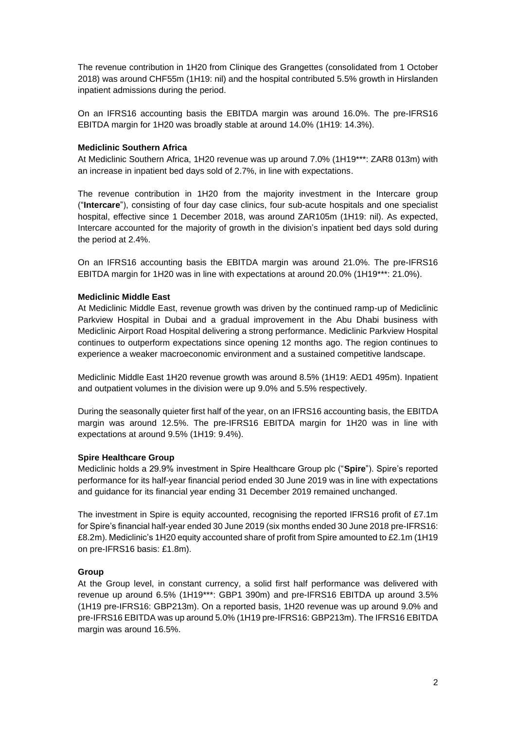The revenue contribution in 1H20 from Clinique des Grangettes (consolidated from 1 October 2018) was around CHF55m (1H19: nil) and the hospital contributed 5.5% growth in Hirslanden inpatient admissions during the period.

On an IFRS16 accounting basis the EBITDA margin was around 16.0%. The pre-IFRS16 EBITDA margin for 1H20 was broadly stable at around 14.0% (1H19: 14.3%).

**Mediclinic Southern Africa**

At Mediclinic Southern Africa, 1H20 revenue was up around 7.0% (1H19***: ZAR8 013m) with an increase in inpatient bed days sold of 2.7%, in line with expectations.

The revenue contribution in 1H20 from the majority investment in the Intercare group ("**Intercare**"), consisting of four day case clinics, four sub-acute hospitals and one specialist hospital, effective since 1 December 2018, was around ZAR105m (1H19: nil). As expected, Intercare accounted for the majority of growth in the division's inpatient bed days sold during the period at 2.4%.

On an IFRS16 accounting basis the EBITDA margin was around 21.0%. The pre-IFRS16 EBITDA margin for 1H20 was in line with expectations at around 20.0% (1H19***: 21.0%).

**Mediclinic Middle East**

At Mediclinic Middle East, revenue growth was driven by the continued ramp-up of Mediclinic Parkview Hospital in Dubai and a gradual improvement in the Abu Dhabi business with Mediclinic Airport Road Hospital delivering a strong performance. Mediclinic Parkview Hospital continues to outperform expectations since opening 12 months ago. The region continues to experience a weaker macroeconomic environment and a sustained competitive landscape.

Mediclinic Middle East 1H20 revenue growth was around 8.5% (1H19: AED1 495m). Inpatient and outpatient volumes in the division were up 9.0% and 5.5% respectively.

During the seasonally quieter first half of the year, on an IFRS16 accounting basis, the EBITDA margin was around 12.5%. The pre-IFRS16 EBITDA margin for 1H20 was in line with expectations at around 9.5% (1H19: 9.4%).

**Spire Healthcare Group**

Mediclinic holds a 29.9% investment in Spire Healthcare Group plc ("**Spire**"). Spire's reported performance for its half-year financial period ended 30 June 2019 was in line with expectations and guidance for its financial year ending 31 December 2019 remained unchanged.

The investment in Spire is equity accounted, recognising the reported IFRS16 profit of £7.1m for Spire's financial half-year ended 30 June 2019 (six months ended 30 June 2018 pre-IFRS16: £8.2m). Mediclinic's 1H20 equity accounted share of profit from Spire amounted to £2.1m (1H19 on pre-IFRS16 basis: £1.8m).

**Group**

At the Group level, in constant currency, a solid first half performance was delivered with revenue up around 6.5% (1H19***: GBP1 390m) and pre-IFRS16 EBITDA up around 3.5% (1H19 pre-IFRS16: GBP213m). On a reported basis, 1H20 revenue was up around 9.0% and pre-IFRS16 EBITDA was up around 5.0% (1H19 pre-IFRS16: GBP213m). The IFRS16 EBITDA margin was around 16.5%.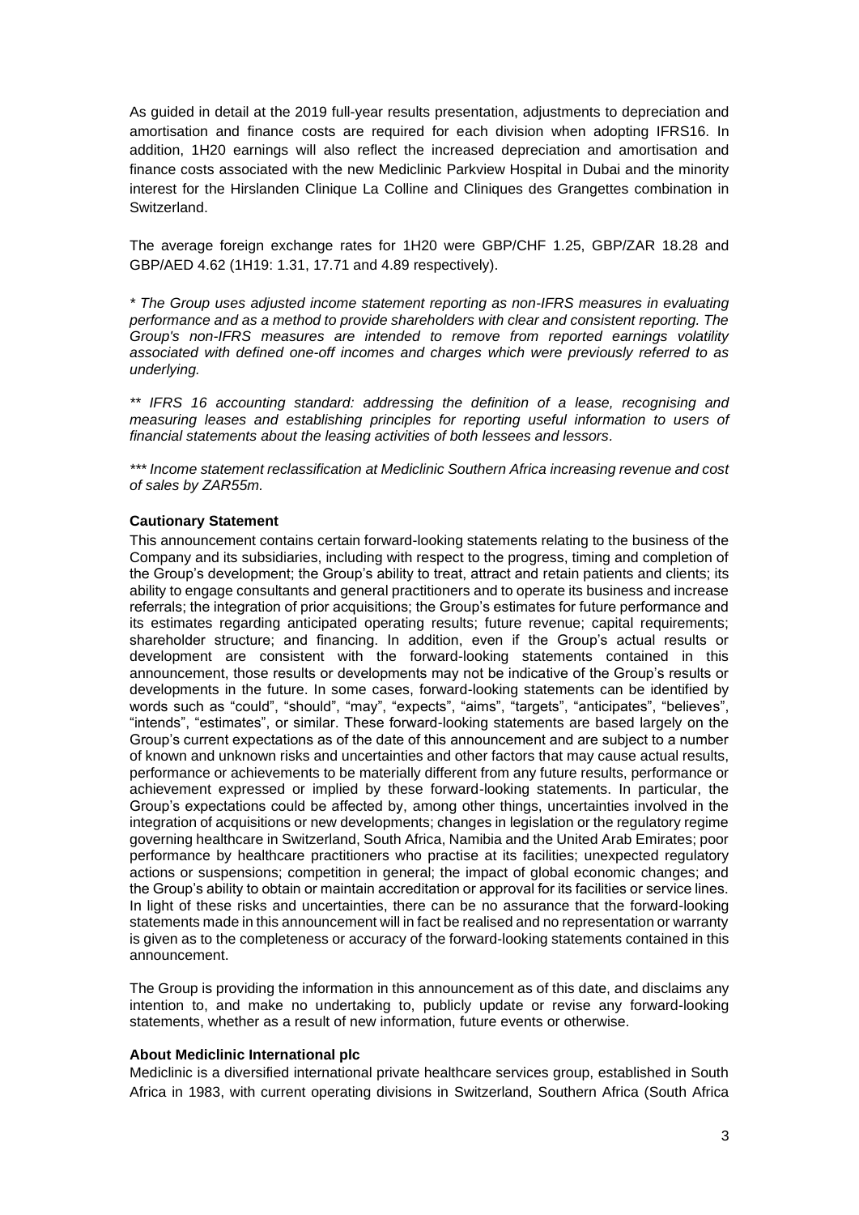As guided in detail at the 2019 full-year results presentation, adjustments to depreciation and amortisation and finance costs are required for each division when adopting IFRS16. In addition, 1H20 earnings will also reflect the increased depreciation and amortisation and finance costs associated with the new Mediclinic Parkview Hospital in Dubai and the minority interest for the Hirslanden Clinique La Colline and Cliniques des Grangettes combination in Switzerland.

The average foreign exchange rates for 1H20 were GBP/CHF 1.25, GBP/ZAR 18.28 and GBP/AED 4.62 (1H19: 1.31, 17.71 and 4.89 respectively).

*\* The Group uses adjusted income statement reporting as non-IFRS measures in evaluating performance and as a method to provide shareholders with clear and consistent reporting. The Group's non-IFRS measures are intended to remove from reported earnings volatility associated with defined one-off incomes and charges which were previously referred to as underlying.*

*\*\* IFRS 16 accounting standard: addressing the definition of a lease, recognising and measuring leases and establishing principles for reporting useful information to users of financial statements about the leasing activities of both lessees and lessors.*

*\*\*\* Income statement reclassification at Mediclinic Southern Africa increasing revenue and cost of sales by ZAR55m.*

**Cautionary Statement**

This announcement contains certain forward-looking statements relating to the business of the Company and its subsidiaries, including with respect to the progress, timing and completion of the Group's development; the Group's ability to treat, attract and retain patients and clients; its ability to engage consultants and general practitioners and to operate its business and increase referrals; the integration of prior acquisitions; the Group's estimates for future performance and its estimates regarding anticipated operating results; future revenue; capital requirements; shareholder structure; and financing. In addition, even if the Group's actual results or development are consistent with the forward-looking statements contained in this announcement, those results or developments may not be indicative of the Group's results or developments in the future. In some cases, forward-looking statements can be identified by words such as "could", "should", "may", "expects", "aims", "targets", "anticipates", "believes", "intends", "estimates", or similar. These forward-looking statements are based largely on the Group's current expectations as of the date of this announcement and are subject to a number of known and unknown risks and uncertainties and other factors that may cause actual results, performance or achievements to be materially different from any future results, performance or achievement expressed or implied by these forward-looking statements. In particular, the Group's expectations could be affected by, among other things, uncertainties involved in the integration of acquisitions or new developments; changes in legislation or the regulatory regime governing healthcare in Switzerland, South Africa, Namibia and the United Arab Emirates; poor performance by healthcare practitioners who practise at its facilities; unexpected regulatory actions or suspensions; competition in general; the impact of global economic changes; and the Group's ability to obtain or maintain accreditation or approval for its facilities or service lines. In light of these risks and uncertainties, there can be no assurance that the forward-looking statements made in this announcement will in fact be realised and no representation or warranty is given as to the completeness or accuracy of the forward-looking statements contained in this announcement.

The Group is providing the information in this announcement as of this date, and disclaims any intention to, and make no undertaking to, publicly update or revise any forward-looking statements, whether as a result of new information, future events or otherwise.

**About Mediclinic International plc**

Mediclinic is a diversified international private healthcare services group, established in South Africa in 1983, with current operating divisions in Switzerland, Southern Africa (South Africa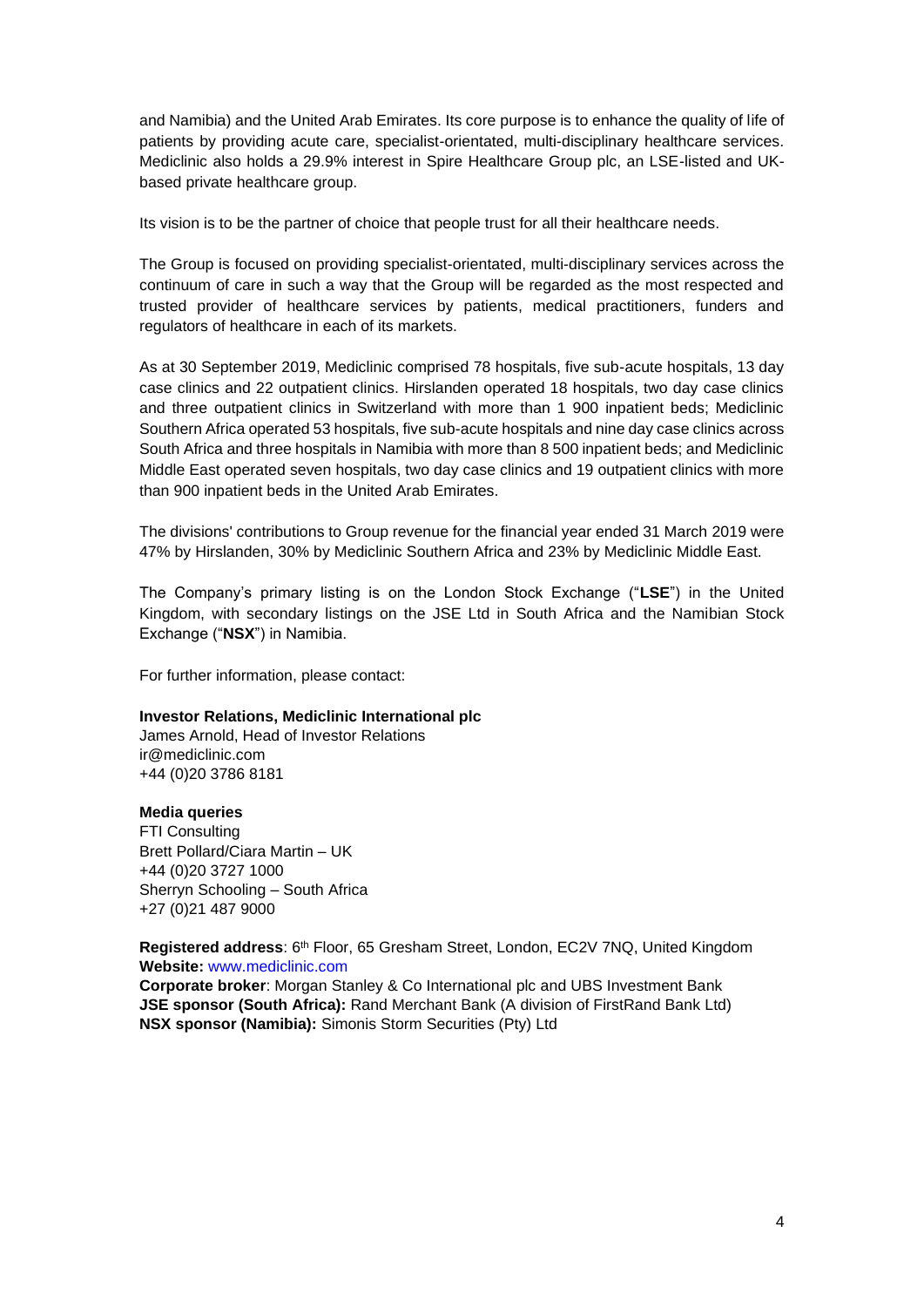and Namibia) and the United Arab Emirates. Its core purpose is to enhance the quality of life of patients by providing acute care, specialist-orientated, multi-disciplinary healthcare services. Mediclinic also holds a 29.9% interest in Spire Healthcare Group plc, an LSE-listed and UK-based private healthcare group.

Its vision is to be the partner of choice that people trust for all their healthcare needs.

The Group is focused on providing specialist-orientated, multi-disciplinary services across the continuum of care in such a way that the Group will be regarded as the most respected and trusted provider of healthcare services by patients, medical practitioners, funders and regulators of healthcare in each of its markets.

As at 30 September 2019, Mediclinic comprised 78 hospitals, five sub-acute hospitals, 13 day case clinics and 22 outpatient clinics. Hirslanden operated 18 hospitals, two day case clinics and three outpatient clinics in Switzerland with more than 1 900 inpatient beds; Mediclinic Southern Africa operated 53 hospitals, five sub-acute hospitals and nine day case clinics across South Africa and three hospitals in Namibia with more than 8 500 inpatient beds; and Mediclinic Middle East operated seven hospitals, two day case clinics and 19 outpatient clinics with more than 900 inpatient beds in the United Arab Emirates.

The divisions' contributions to Group revenue for the financial year ended 31 March 2019 were 47% by Hirslanden, 30% by Mediclinic Southern Africa and 23% by Mediclinic Middle East.

The Company's primary listing is on the London Stock Exchange ("**LSE**") in the United Kingdom, with secondary listings on the JSE Ltd in South Africa and the Namibian Stock Exchange ("**NSX**") in Namibia.

For further information, please contact:

**Investor Relations, Mediclinic International plc**
James Arnold, Head of Investor Relations
ir@mediclinic.com
+44 (0)20 3786 8181

**Media queries**
FTI Consulting
Brett Pollard/Ciara Martin – UK
+44 (0)20 3727 1000
Sherryn Schooling – South Africa
+27 (0)21 487 9000

**Registered address**: 6th Floor, 65 Gresham Street, London, EC2V 7NQ, United Kingdom
**Website:** www.mediclinic.com
**Corporate broker**: Morgan Stanley & Co International plc and UBS Investment Bank
**JSE sponsor (South Africa):** Rand Merchant Bank (A division of FirstRand Bank Ltd)
**NSX sponsor (Namibia):** Simonis Storm Securities (Pty) Ltd